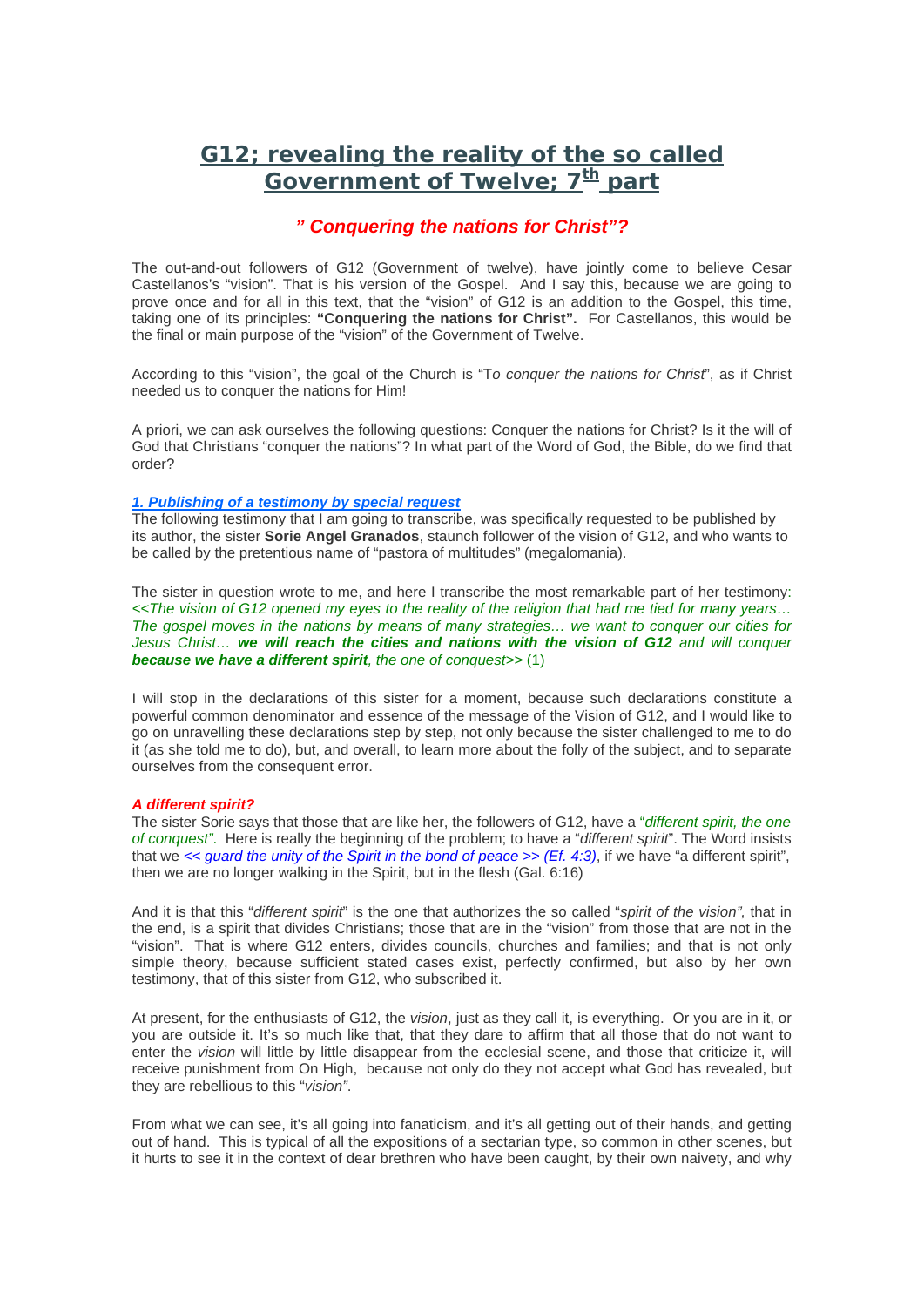# G12; revealing the reality of the so called Government of Twelve; 7th part

## *" Conquering the nations for Christ"?*

The out-and-out followers of G12 (Government of twelve), have jointly come to believe Cesar Castellanos's "vision". That is his version of the Gospel. And I say this, because we are going to prove once and for all in this text, that the "vision" of G12 is an addition to the Gospel, this time, taking one of its principles: **"Conquering the nations for Christ".** For Castellanos, this would be the final or main purpose of the "vision" of the Government of Twelve.

According to this "vision", the goal of the Church is "T*o conquer the nations for Christ*", as if Christ needed us to conquer the nations for Him!

A priori, we can ask ourselves the following questions: Conquer the nations for Christ? Is it the will of God that Christians "conquer the nations"? In what part of the Word of God, the Bible, do we find that order?

### *1. Publishing of a testimony by special request*

The following testimony that I am going to transcribe, was specifically requested to be published by its author, the sister **Sorie Angel Granados**, staunch follower of the vision of G12, and who wants to be called by the pretentious name of "pastora of multitudes" (megalomania).

The sister in question wrote to me, and here I transcribe the most remarkable part of her testimony: *<<The vision of G12 opened my eyes to the reality of the religion that had me tied for many years… The gospel moves in the nations by means of many strategies… we want to conquer our cities for Jesus Christ…* ***we will reach the cities and nations with the vision of G12*** *and will conquer* ***because we have a different spirit****, the one of conquest>>* (1)

I will stop in the declarations of this sister for a moment, because such declarations constitute a powerful common denominator and essence of the message of the Vision of G12, and I would like to go on unravelling these declarations step by step, not only because the sister challenged to me to do it (as she told me to do), but, and overall, to learn more about the folly of the subject, and to separate ourselves from the consequent error.

### *A different spirit?*

The sister Sorie says that those that are like her, the followers of G12, have a "*different spirit, the one of conquest"*. Here is really the beginning of the problem; to have a "*different spirit*". The Word insists that we *<< guard the unity of the Spirit in the bond of peace >> (Ef. 4:3)*, if we have "a different spirit", then we are no longer walking in the Spirit, but in the flesh (Gal. 6:16)

And it is that this "*different spirit*" is the one that authorizes the so called "*spirit of the vision",* that in the end, is a spirit that divides Christians; those that are in the "vision" from those that are not in the "vision". That is where G12 enters, divides councils, churches and families; and that is not only simple theory, because sufficient stated cases exist, perfectly confirmed, but also by her own testimony, that of this sister from G12, who subscribed it.

At present, for the enthusiasts of G12, the *vision*, just as they call it, is everything. Or you are in it, or you are outside it. It's so much like that, that they dare to affirm that all those that do not want to enter the *vision* will little by little disappear from the ecclesial scene, and those that criticize it, will receive punishment from On High, because not only do they not accept what God has revealed, but they are rebellious to this "*vision"*.

From what we can see, it's all going into fanaticism, and it's all getting out of their hands, and getting out of hand. This is typical of all the expositions of a sectarian type, so common in other scenes, but it hurts to see it in the context of dear brethren who have been caught, by their own naivety, and why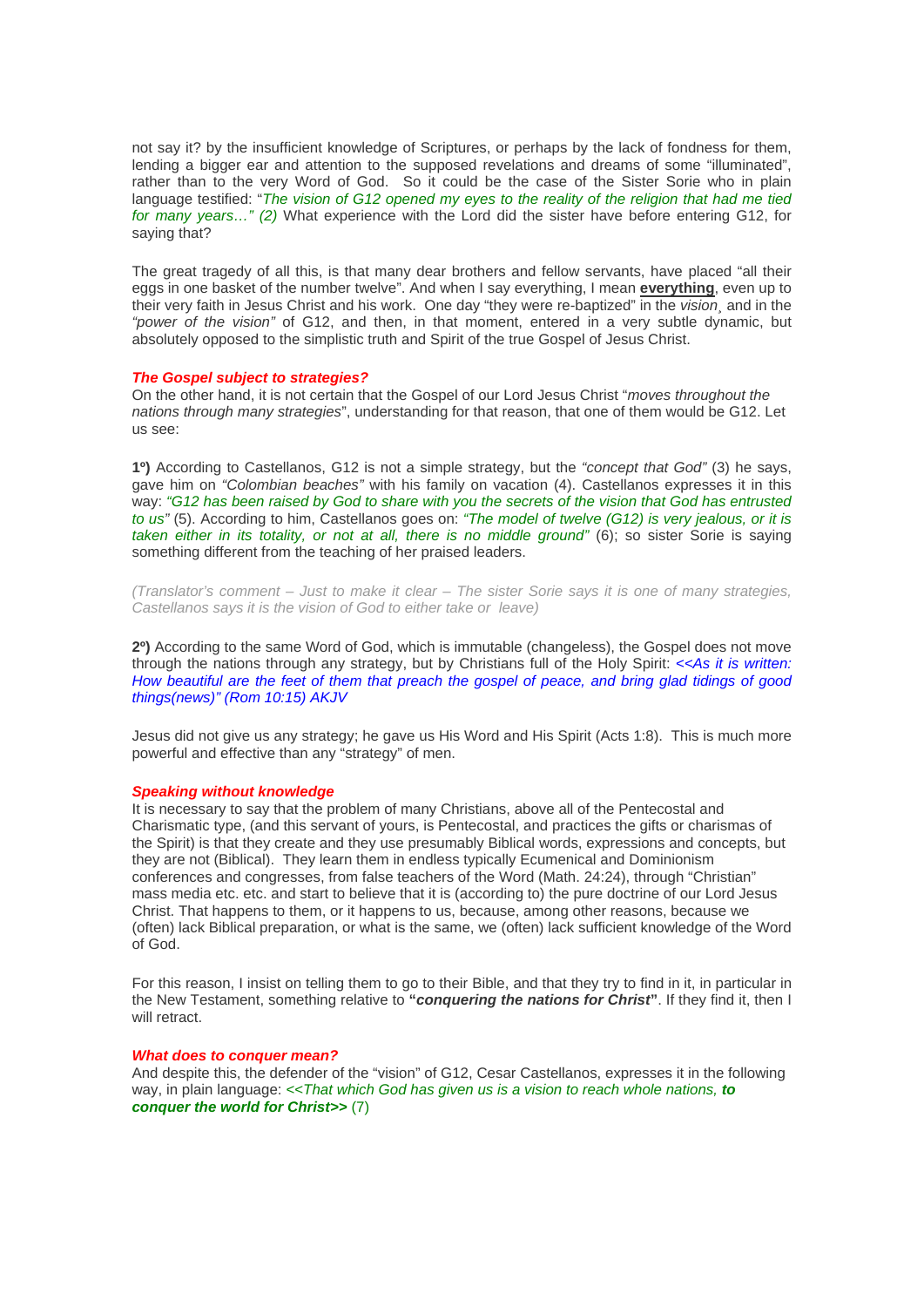not say it? by the insufficient knowledge of Scriptures, or perhaps by the lack of fondness for them, lending a bigger ear and attention to the supposed revelations and dreams of some "illuminated", rather than to the very Word of God. So it could be the case of the Sister Sorie who in plain language testified: "*The vision of G12 opened my eyes to the reality of the religion that had me tied for many years…" (2)* What experience with the Lord did the sister have before entering G12, for saying that?

The great tragedy of all this, is that many dear brothers and fellow servants, have placed "all their eggs in one basket of the number twelve". And when I say everything, I mean **everything**, even up to their very faith in Jesus Christ and his work. One day "they were re-baptized" in the *vision*, and in the *"power of the vision"* of G12, and then, in that moment, entered in a very subtle dynamic, but absolutely opposed to the simplistic truth and Spirit of the true Gospel of Jesus Christ.

***The Gospel subject to strategies?***

On the other hand, it is not certain that the Gospel of our Lord Jesus Christ "*moves throughout the nations through many strategies*", understanding for that reason, that one of them would be G12. Let us see:

**1º)** According to Castellanos, G12 is not a simple strategy, but the *"concept that God"* (3) he says, gave him on *"Colombian beaches"* with his family on vacation (4). Castellanos expresses it in this way: *"G12 has been raised by God to share with you the secrets of the vision that God has entrusted to us"* (5). According to him, Castellanos goes on: *"The model of twelve (G12) is very jealous, or it is taken either in its totality, or not at all, there is no middle ground"* (6); so sister Sorie is saying something different from the teaching of her praised leaders.

*(Translator's comment – Just to make it clear – The sister Sorie says it is one of many strategies, Castellanos says it is the vision of God to either take or leave)*

**2º)** According to the same Word of God, which is immutable (changeless), the Gospel does not move through the nations through any strategy, but by Christians full of the Holy Spirit: *<<As it is written: How beautiful are the feet of them that preach the gospel of peace, and bring glad tidings of good things(news)" (Rom 10:15) AKJV*

Jesus did not give us any strategy; he gave us His Word and His Spirit (Acts 1:8). This is much more powerful and effective than any "strategy" of men.

***Speaking without knowledge***

It is necessary to say that the problem of many Christians, above all of the Pentecostal and Charismatic type, (and this servant of yours, is Pentecostal, and practices the gifts or charismas of the Spirit) is that they create and they use presumably Biblical words, expressions and concepts, but they are not (Biblical). They learn them in endless typically Ecumenical and Dominionism conferences and congresses, from false teachers of the Word (Math. 24:24), through "Christian" mass media etc. etc. and start to believe that it is (according to) the pure doctrine of our Lord Jesus Christ. That happens to them, or it happens to us, because, among other reasons, because we (often) lack Biblical preparation, or what is the same, we (often) lack sufficient knowledge of the Word of God.

For this reason, I insist on telling them to go to their Bible, and that they try to find in it, in particular in the New Testament, something relative to **"*conquering the nations for Christ*"**. If they find it, then I will retract.

***What does to conquer mean?***

And despite this, the defender of the "vision" of G12, Cesar Castellanos, expresses it in the following way, in plain language: *<<That which God has given us is a vision to reach whole nations,* ***to conquer the world for Christ>>*** (7)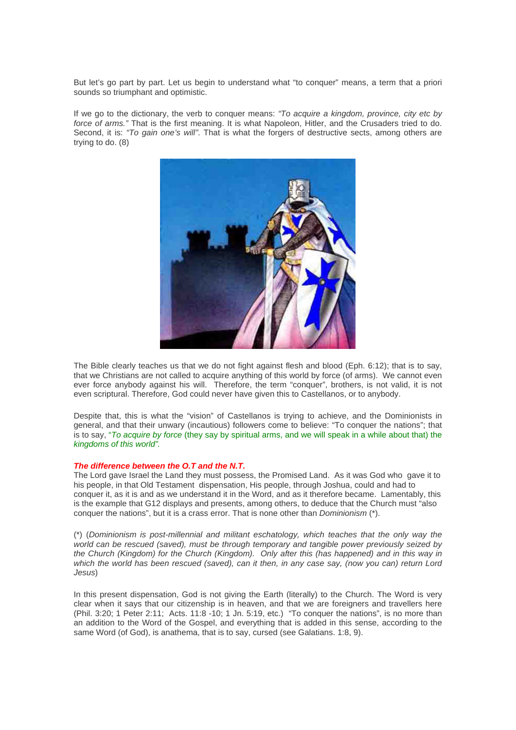But let's go part by part. Let us begin to understand what "to conquer" means, a term that a priori sounds so triumphant and optimistic.

If we go to the dictionary, the verb to conquer means: *"To acquire a kingdom, province, city etc by force of arms."* That is the first meaning. It is what Napoleon, Hitler, and the Crusaders tried to do. Second, it is: *"To gain one's will"*. That is what the forgers of destructive sects, among others are trying to do. (8)

The Bible clearly teaches us that we do not fight against flesh and blood (Eph. 6:12); that is to say, that we Christians are not called to acquire anything of this world by force (of arms). We cannot even ever force anybody against his will. Therefore, the term "conquer", brothers, is not valid, it is not even scriptural. Therefore, God could never have given this to Castellanos, or to anybody.

Despite that, this is what the "vision" of Castellanos is trying to achieve, and the Dominionists in general, and that their unwary (incautious) followers come to believe: "To conquer the nations"; that is to say, "*To acquire by force* (they say by spiritual arms, and we will speak in a while about that) the *kingdoms of this world".*

***The difference between the O.T and the N.T.***

The Lord gave Israel the Land they must possess, the Promised Land. As it was God who gave it to his people, in that Old Testament dispensation, His people, through Joshua, could and had to conquer it, as it is and as we understand it in the Word, and as it therefore became. Lamentably, this is the example that G12 displays and presents, among others, to deduce that the Church must "also conquer the nations", but it is a crass error. That is none other than *Dominionism* (*).

(*) (*Dominionism is post-millennial and militant eschatology, which teaches that the only way the world can be rescued (saved), must be through temporary and tangible power previously seized by the Church (Kingdom) for the Church (Kingdom). Only after this (has happened) and in this way in which the world has been rescued (saved), can it then, in any case say, (now you can) return Lord Jesus*)

In this present dispensation, God is not giving the Earth (literally) to the Church. The Word is very clear when it says that our citizenship is in heaven, and that we are foreigners and travellers here (Phil. 3:20; 1 Peter 2:11; Acts. 11:8 -10; 1 Jn. 5:19, etc.) "To conquer the nations", is no more than an addition to the Word of the Gospel, and everything that is added in this sense, according to the same Word (of God), is anathema, that is to say, cursed (see Galatians. 1:8, 9).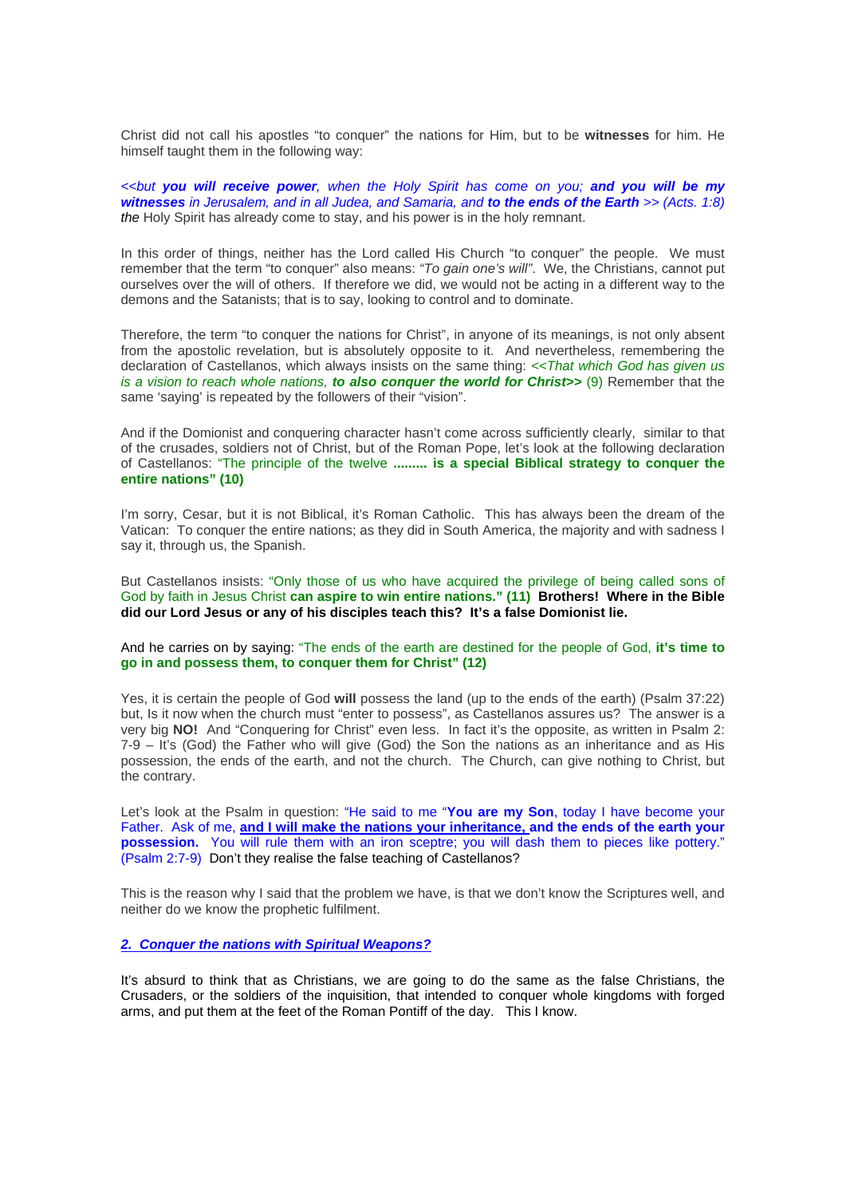Christ did not call his apostles “to conquer” the nations for Him, but to be **witnesses** for him. He himself taught them in the following way:

*<<but **you will receive power**, when the Holy Spirit has come on you; **and you will be my witnesses** in Jerusalem, and in all Judea, and Samaria, and **to the ends of the Earth** >> (Acts. 1:8)* *the* Holy Spirit has already come to stay, and his power is in the holy remnant.

In this order of things, neither has the Lord called His Church “to conquer” the people. We must remember that the term “to conquer” also means: *“To gain one’s will”*. We, the Christians, cannot put ourselves over the will of others. If therefore we did, we would not be acting in a different way to the demons and the Satanists; that is to say, looking to control and to dominate.

Therefore, the term “to conquer the nations for Christ”, in anyone of its meanings, is not only absent from the apostolic revelation, but is absolutely opposite to it. And nevertheless, remembering the declaration of Castellanos, which always insists on the same thing: *<<That which God has given us is a vision to reach whole nations, **to also conquer the world for Christ>>*** (9) Remember that the same ‘saying’ is repeated by the followers of their “vision”.

And if the Domionist and conquering character hasn’t come across sufficiently clearly, similar to that of the crusades, soldiers not of Christ, but of the Roman Pope, let’s look at the following declaration of Castellanos: “The principle of the twelve **......... is a special Biblical strategy to conquer the entire nations” (10)**

I’m sorry, Cesar, but it is not Biblical, it’s Roman Catholic. This has always been the dream of the Vatican: To conquer the entire nations; as they did in South America, the majority and with sadness I say it, through us, the Spanish.

But Castellanos insists: “Only those of us who have acquired the privilege of being called sons of God by faith in Jesus Christ **can aspire to win entire nations.” (11) Brothers! Where in the Bible did our Lord Jesus or any of his disciples teach this? It’s a false Domionist lie.**

And he carries on by saying: “The ends of the earth are destined for the people of God, **it’s time to go in and possess them, to conquer them for Christ” (12)**

Yes, it is certain the people of God **will** possess the land (up to the ends of the earth) (Psalm 37:22) but, Is it now when the church must “enter to possess”, as Castellanos assures us? The answer is a very big **NO!** And “Conquering for Christ” even less. In fact it’s the opposite, as written in Psalm 2: 7-9 – It’s (God) the Father who will give (God) the Son the nations as an inheritance and as His possession, the ends of the earth, and not the church. The Church, can give nothing to Christ, but the contrary.

Let’s look at the Psalm in question: “He said to me “**You are my Son**, today I have become your Father. Ask of me, **and I will make the nations your inheritance, and the ends of the earth your possession.** You will rule them with an iron sceptre; you will dash them to pieces like pottery.” (Psalm 2:7-9) Don’t they realise the false teaching of Castellanos?

This is the reason why I said that the problem we have, is that we don’t know the Scriptures well, and neither do we know the prophetic fulfilment.

***2. Conquer the nations with Spiritual Weapons?***

It’s absurd to think that as Christians, we are going to do the same as the false Christians, the Crusaders, or the soldiers of the inquisition, that intended to conquer whole kingdoms with forged arms, and put them at the feet of the Roman Pontiff of the day. This I know.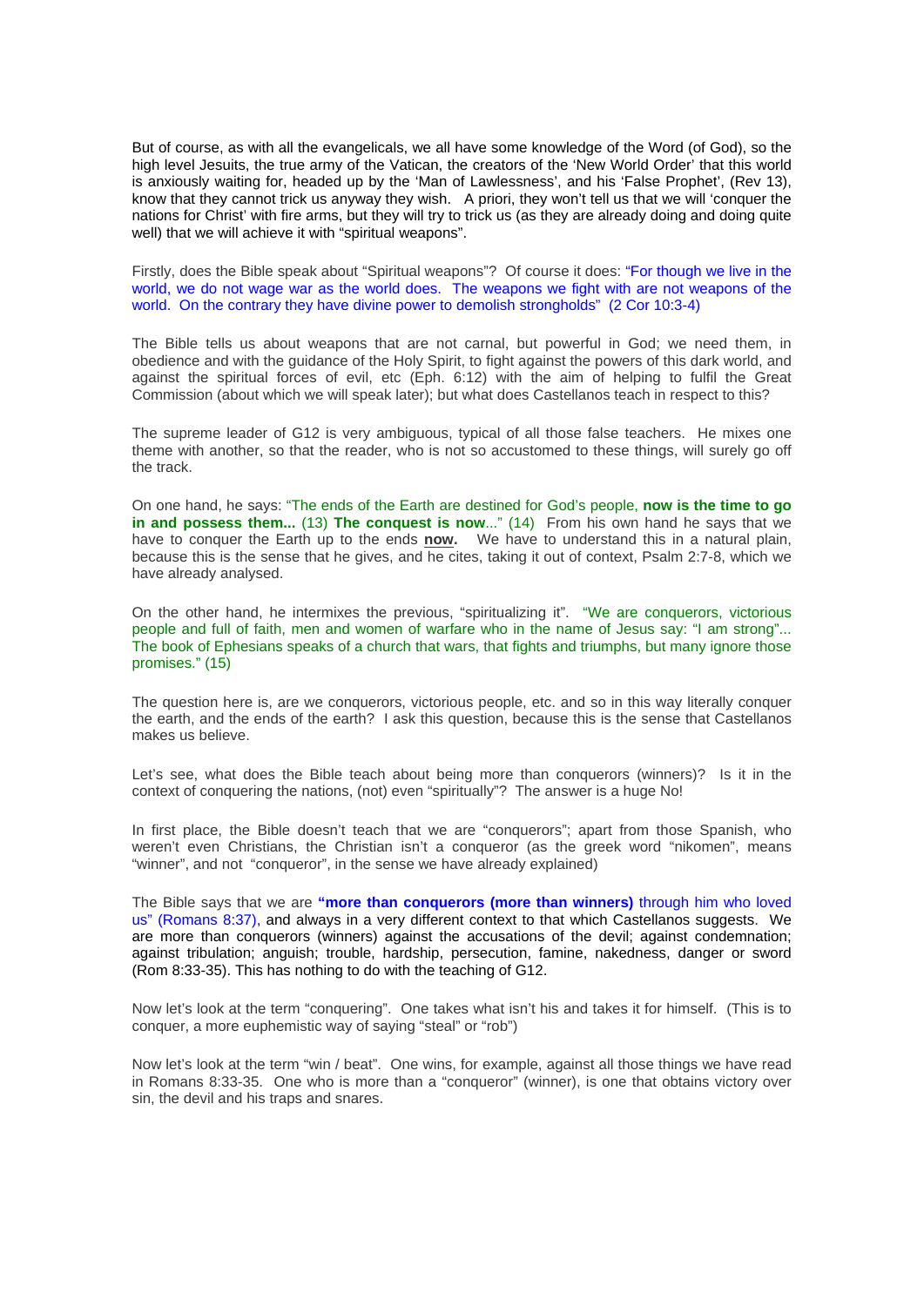But of course, as with all the evangelicals, we all have some knowledge of the Word (of God), so the high level Jesuits, the true army of the Vatican, the creators of the 'New World Order' that this world is anxiously waiting for, headed up by the 'Man of Lawlessness', and his 'False Prophet', (Rev 13), know that they cannot trick us anyway they wish. A priori, they won't tell us that we will 'conquer the nations for Christ' with fire arms, but they will try to trick us (as they are already doing and doing quite well) that we will achieve it with "spiritual weapons".

Firstly, does the Bible speak about "Spiritual weapons"? Of course it does: "For though we live in the world, we do not wage war as the world does. The weapons we fight with are not weapons of the world. On the contrary they have divine power to demolish strongholds" (2 Cor 10:3-4)

The Bible tells us about weapons that are not carnal, but powerful in God; we need them, in obedience and with the guidance of the Holy Spirit, to fight against the powers of this dark world, and against the spiritual forces of evil, etc (Eph. 6:12) with the aim of helping to fulfil the Great Commission (about which we will speak later); but what does Castellanos teach in respect to this?

The supreme leader of G12 is very ambiguous, typical of all those false teachers. He mixes one theme with another, so that the reader, who is not so accustomed to these things, will surely go off the track.

On one hand, he says: "The ends of the Earth are destined for God's people, **now is the time to go in and possess them...** (13) **The conquest is now**..." (14) From his own hand he says that we have to conquer the Earth up to the ends **now.** We have to understand this in a natural plain, because this is the sense that he gives, and he cites, taking it out of context, Psalm 2:7-8, which we have already analysed.

On the other hand, he intermixes the previous, "spiritualizing it". "We are conquerors, victorious people and full of faith, men and women of warfare who in the name of Jesus say: "I am strong"... The book of Ephesians speaks of a church that wars, that fights and triumphs, but many ignore those promises." (15)

The question here is, are we conquerors, victorious people, etc. and so in this way literally conquer the earth, and the ends of the earth? I ask this question, because this is the sense that Castellanos makes us believe.

Let's see, what does the Bible teach about being more than conquerors (winners)? Is it in the context of conquering the nations, (not) even "spiritually"? The answer is a huge No!

In first place, the Bible doesn't teach that we are "conquerors"; apart from those Spanish, who weren't even Christians, the Christian isn't a conqueror (as the greek word "nikomen", means "winner", and not "conqueror", in the sense we have already explained)

The Bible says that we are **"more than conquerors (more than winners)** through him who loved us" (Romans 8:37), and always in a very different context to that which Castellanos suggests. We are more than conquerors (winners) against the accusations of the devil; against condemnation; against tribulation; anguish; trouble, hardship, persecution, famine, nakedness, danger or sword (Rom 8:33-35). This has nothing to do with the teaching of G12.

Now let's look at the term "conquering". One takes what isn't his and takes it for himself. (This is to conquer, a more euphemistic way of saying "steal" or "rob")

Now let's look at the term "win / beat". One wins, for example, against all those things we have read in Romans 8:33-35. One who is more than a "conqueror" (winner), is one that obtains victory over sin, the devil and his traps and snares.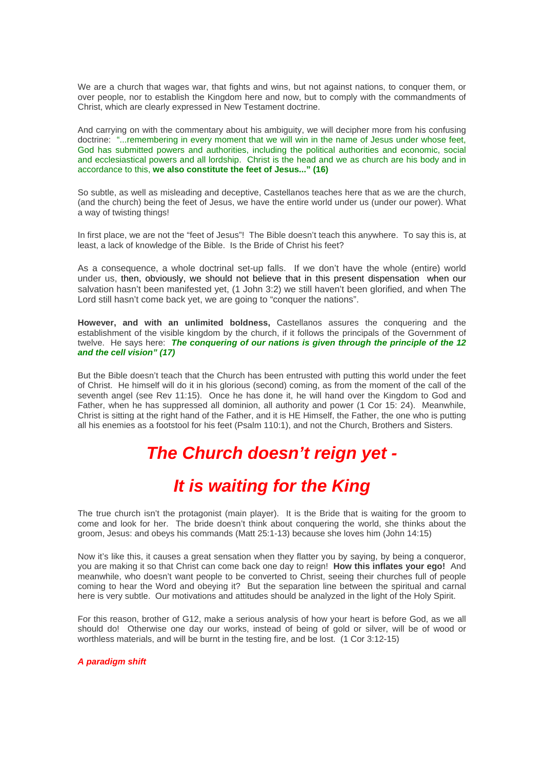We are a church that wages war, that fights and wins, but not against nations, to conquer them, or over people, nor to establish the Kingdom here and now, but to comply with the commandments of Christ, which are clearly expressed in New Testament doctrine.

And carrying on with the commentary about his ambiguity, we will decipher more from his confusing doctrine: "...remembering in every moment that we will win in the name of Jesus under whose feet, God has submitted powers and authorities, including the political authorities and economic, social and ecclesiastical powers and all lordship. Christ is the head and we as church are his body and in accordance to this, **we also constitute the feet of Jesus..." (16)**

So subtle, as well as misleading and deceptive, Castellanos teaches here that as we are the church, (and the church) being the feet of Jesus, we have the entire world under us (under our power). What a way of twisting things!

In first place, we are not the "feet of Jesus"! The Bible doesn't teach this anywhere. To say this is, at least, a lack of knowledge of the Bible. Is the Bride of Christ his feet?

As a consequence, a whole doctrinal set-up falls. If we don't have the whole (entire) world under us, then, obviously, we should not believe that in this present dispensation when our salvation hasn't been manifested yet, (1 John 3:2) we still haven't been glorified, and when The Lord still hasn't come back yet, we are going to "conquer the nations".

**However, and with an unlimited boldness,** Castellanos assures the conquering and the establishment of the visible kingdom by the church, if it follows the principals of the Government of twelve. He says here: ***The conquering of our nations is given through the principle of the 12 and the cell vision" (17)***

But the Bible doesn't teach that the Church has been entrusted with putting this world under the feet of Christ. He himself will do it in his glorious (second) coming, as from the moment of the call of the seventh angel (see Rev 11:15). Once he has done it, he will hand over the Kingdom to God and Father, when he has suppressed all dominion, all authority and power (1 Cor 15: 24). Meanwhile, Christ is sitting at the right hand of the Father, and it is HE Himself, the Father, the one who is putting all his enemies as a footstool for his feet (Psalm 110:1), and not the Church, Brothers and Sisters.

## *The Church doesn't reign yet -*

## *It is waiting for the King*

The true church isn't the protagonist (main player). It is the Bride that is waiting for the groom to come and look for her. The bride doesn't think about conquering the world, she thinks about the groom, Jesus: and obeys his commands (Matt 25:1-13) because she loves him (John 14:15)

Now it's like this, it causes a great sensation when they flatter you by saying, by being a conqueror, you are making it so that Christ can come back one day to reign! **How this inflates your ego!** And meanwhile, who doesn't want people to be converted to Christ, seeing their churches full of people coming to hear the Word and obeying it? But the separation line between the spiritual and carnal here is very subtle. Our motivations and attitudes should be analyzed in the light of the Holy Spirit.

For this reason, brother of G12, make a serious analysis of how your heart is before God, as we all should do! Otherwise one day our works, instead of being of gold or silver, will be of wood or worthless materials, and will be burnt in the testing fire, and be lost. (1 Cor 3:12-15)

***A paradigm shift***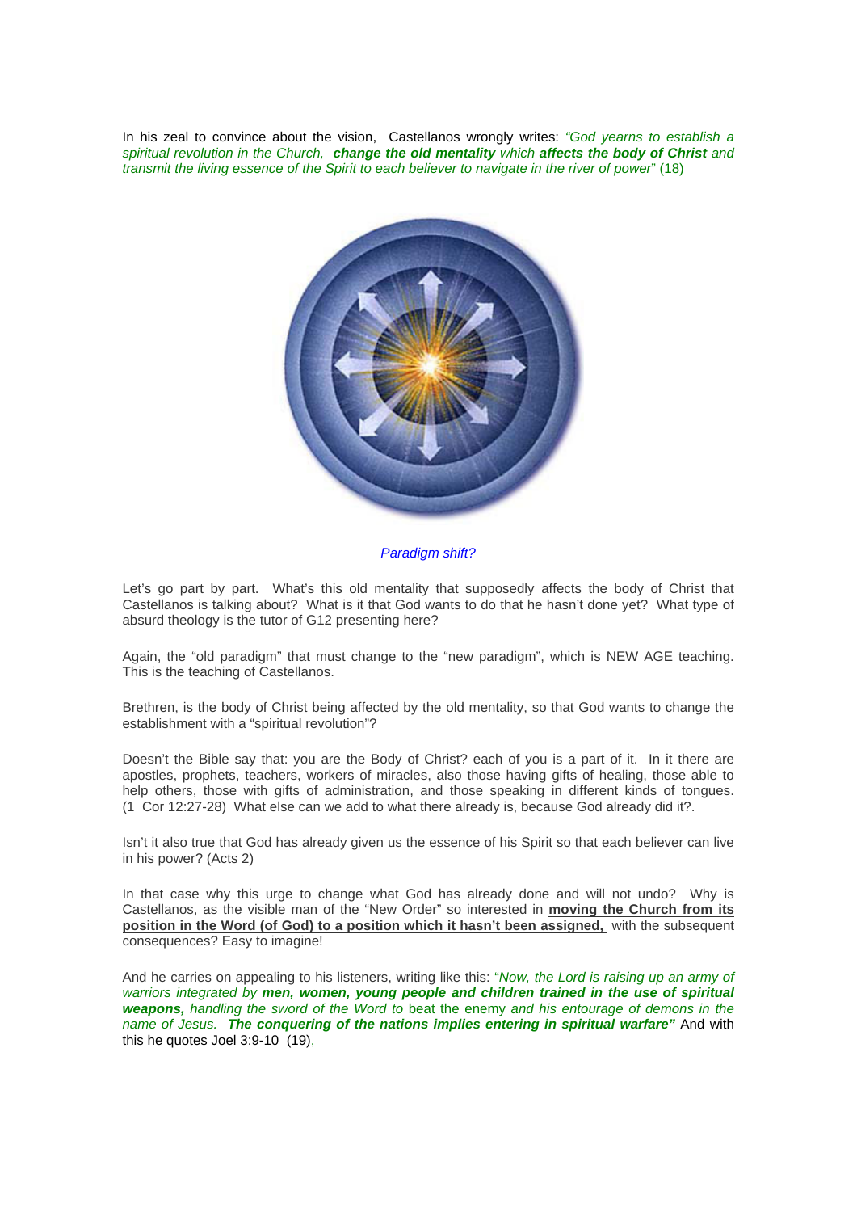In his zeal to convince about the vision, Castellanos wrongly writes: *"God yearns to establish a spiritual revolution in the Church,* ***change the old mentality*** *which* ***affects the body of Christ*** *and transmit the living essence of the Spirit to each believer to navigate in the river of power*" (18)

*Paradigm shift?*

Let's go part by part. What's this old mentality that supposedly affects the body of Christ that Castellanos is talking about? What is it that God wants to do that he hasn't done yet? What type of absurd theology is the tutor of G12 presenting here?

Again, the "old paradigm" that must change to the "new paradigm", which is NEW AGE teaching. This is the teaching of Castellanos.

Brethren, is the body of Christ being affected by the old mentality, so that God wants to change the establishment with a "spiritual revolution"?

Doesn't the Bible say that: you are the Body of Christ? each of you is a part of it. In it there are apostles, prophets, teachers, workers of miracles, also those having gifts of healing, those able to help others, those with gifts of administration, and those speaking in different kinds of tongues. (1 Cor 12:27-28) What else can we add to what there already is, because God already did it?.

Isn't it also true that God has already given us the essence of his Spirit so that each believer can live in his power? (Acts 2)

In that case why this urge to change what God has already done and will not undo? Why is Castellanos, as the visible man of the "New Order" so interested in **moving the Church from its position in the Word (of God) to a position which it hasn't been assigned,** with the subsequent consequences? Easy to imagine!

And he carries on appealing to his listeners, writing like this: "*Now, the Lord is raising up an army of warriors integrated by* ***men, women, young people and children trained in the use of spiritual weapons,*** *handling the sword of the Word to* beat the enemy *and his entourage of demons in the name of Jesus.* ***The conquering of the nations implies entering in spiritual warfare"*** And with this he quotes Joel 3:9-10 (19),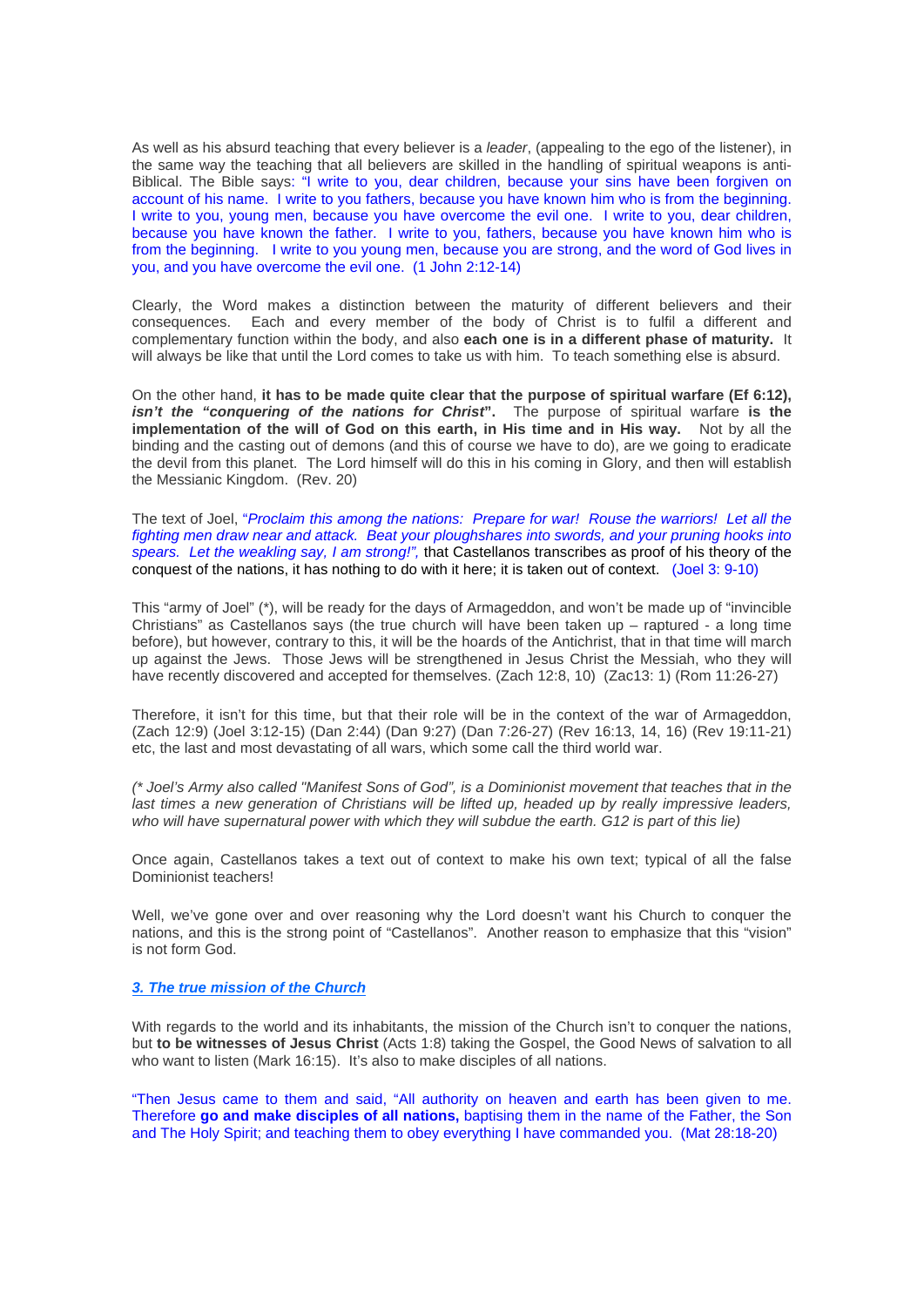As well as his absurd teaching that every believer is a *leader*, (appealing to the ego of the listener), in the same way the teaching that all believers are skilled in the handling of spiritual weapons is anti-Biblical. The Bible says: "I write to you, dear children, because your sins have been forgiven on account of his name. I write to you fathers, because you have known him who is from the beginning. I write to you, young men, because you have overcome the evil one. I write to you, dear children, because you have known the father. I write to you, fathers, because you have known him who is from the beginning. I write to you young men, because you are strong, and the word of God lives in you, and you have overcome the evil one. (1 John 2:12-14)

Clearly, the Word makes a distinction between the maturity of different believers and their consequences. Each and every member of the body of Christ is to fulfil a different and complementary function within the body, and also **each one is in a different phase of maturity.** It will always be like that until the Lord comes to take us with him. To teach something else is absurd.

On the other hand, **it has to be made quite clear that the purpose of spiritual warfare (Ef 6:12), *isn't the "conquering of the nations for Christ*".** The purpose of spiritual warfare **is the implementation of the will of God on this earth, in His time and in His way.** Not by all the binding and the casting out of demons (and this of course we have to do), are we going to eradicate the devil from this planet. The Lord himself will do this in his coming in Glory, and then will establish the Messianic Kingdom. (Rev. 20)

The text of Joel, "*Proclaim this among the nations: Prepare for war! Rouse the warriors! Let all the fighting men draw near and attack. Beat your ploughshares into swords, and your pruning hooks into spears. Let the weakling say, I am strong!",* that Castellanos transcribes as proof of his theory of the conquest of the nations, it has nothing to do with it here; it is taken out of context. (Joel 3: 9-10)

This "army of Joel" (*), will be ready for the days of Armageddon, and won't be made up of "invincible Christians" as Castellanos says (the true church will have been taken up – raptured - a long time before), but however, contrary to this, it will be the hoards of the Antichrist, that in that time will march up against the Jews. Those Jews will be strengthened in Jesus Christ the Messiah, who they will have recently discovered and accepted for themselves. (Zach 12:8, 10) (Zac13: 1) (Rom 11:26-27)

Therefore, it isn't for this time, but that their role will be in the context of the war of Armageddon, (Zach 12:9) (Joel 3:12-15) (Dan 2:44) (Dan 9:27) (Dan 7:26-27) (Rev 16:13, 14, 16) (Rev 19:11-21) etc, the last and most devastating of all wars, which some call the third world war.

*(* Joel's Army also called "Manifest Sons of God", is a Dominionist movement that teaches that in the last times a new generation of Christians will be lifted up, headed up by really impressive leaders, who will have supernatural power with which they will subdue the earth. G12 is part of this lie)*

Once again, Castellanos takes a text out of context to make his own text; typical of all the false Dominionist teachers!

Well, we've gone over and over reasoning why the Lord doesn't want his Church to conquer the nations, and this is the strong point of "Castellanos". Another reason to emphasize that this "vision" is not form God.

### *3. The true mission of the Church*

With regards to the world and its inhabitants, the mission of the Church isn't to conquer the nations, but **to be witnesses of Jesus Christ** (Acts 1:8) taking the Gospel, the Good News of salvation to all who want to listen (Mark 16:15). It's also to make disciples of all nations.

"Then Jesus came to them and said, "All authority on heaven and earth has been given to me. Therefore **go and make disciples of all nations,** baptising them in the name of the Father, the Son and The Holy Spirit; and teaching them to obey everything I have commanded you. (Mat 28:18-20)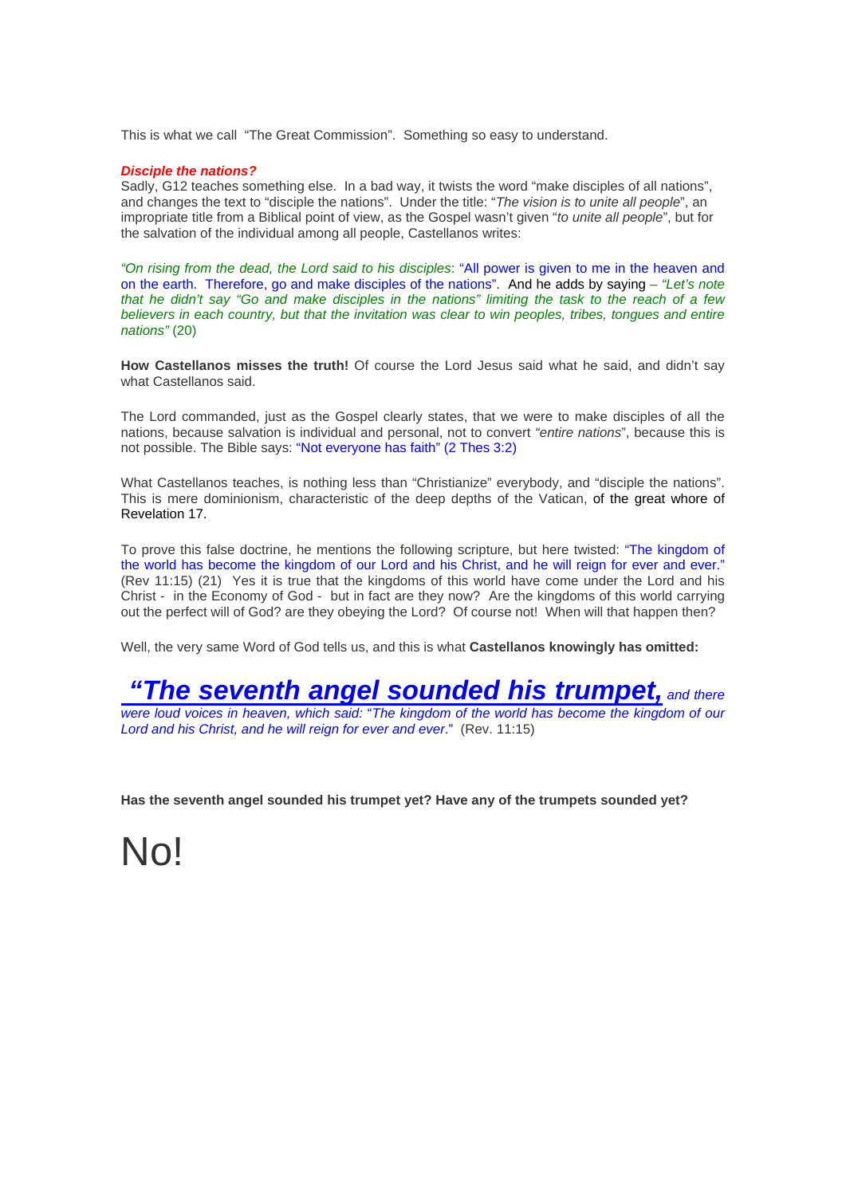This is what we call "The Great Commission". Something so easy to understand.

***Disciple the nations?***

Sadly, G12 teaches something else. In a bad way, it twists the word "make disciples of all nations", and changes the text to "disciple the nations". Under the title: "*The vision is to unite all people*", an impropriate title from a Biblical point of view, as the Gospel wasn't given "*to unite all people*", but for the salvation of the individual among all people, Castellanos writes:

*"On rising from the dead, the Lord said to his disciples*: "All power is given to me in the heaven and on the earth. Therefore, go and make disciples of the nations". And he adds by saying – *"Let's note that he didn't say "Go and make disciples in the nations" limiting the task to the reach of a few believers in each country, but that the invitation was clear to win peoples, tribes, tongues and entire nations"* (20)

**How Castellanos misses the truth!** Of course the Lord Jesus said what he said, and didn't say what Castellanos said.

The Lord commanded, just as the Gospel clearly states, that we were to make disciples of all the nations, because salvation is individual and personal, not to convert *"entire nations*", because this is not possible. The Bible says: "Not everyone has faith" (2 Thes 3:2)

What Castellanos teaches, is nothing less than "Christianize" everybody, and "disciple the nations". This is mere dominionism, characteristic of the deep depths of the Vatican, of the great whore of Revelation 17.

To prove this false doctrine, he mentions the following scripture, but here twisted: "The kingdom of the world has become the kingdom of our Lord and his Christ, and he will reign for ever and ever." (Rev 11:15) (21) Yes it is true that the kingdoms of this world have come under the Lord and his Christ - in the Economy of God - but in fact are they now? Are the kingdoms of this world carrying out the perfect will of God? are they obeying the Lord? Of course not! When will that happen then?

Well, the very same Word of God tells us, and this is what **Castellanos knowingly has omitted:**

***"The seventh angel sounded his trumpet,*** *and there were loud voices in heaven, which said: "The kingdom of the world has become the kingdom of our Lord and his Christ, and he will reign for ever and ever*." (Rev. 11:15)

**Has the seventh angel sounded his trumpet yet? Have any of the trumpets sounded yet?**

# No!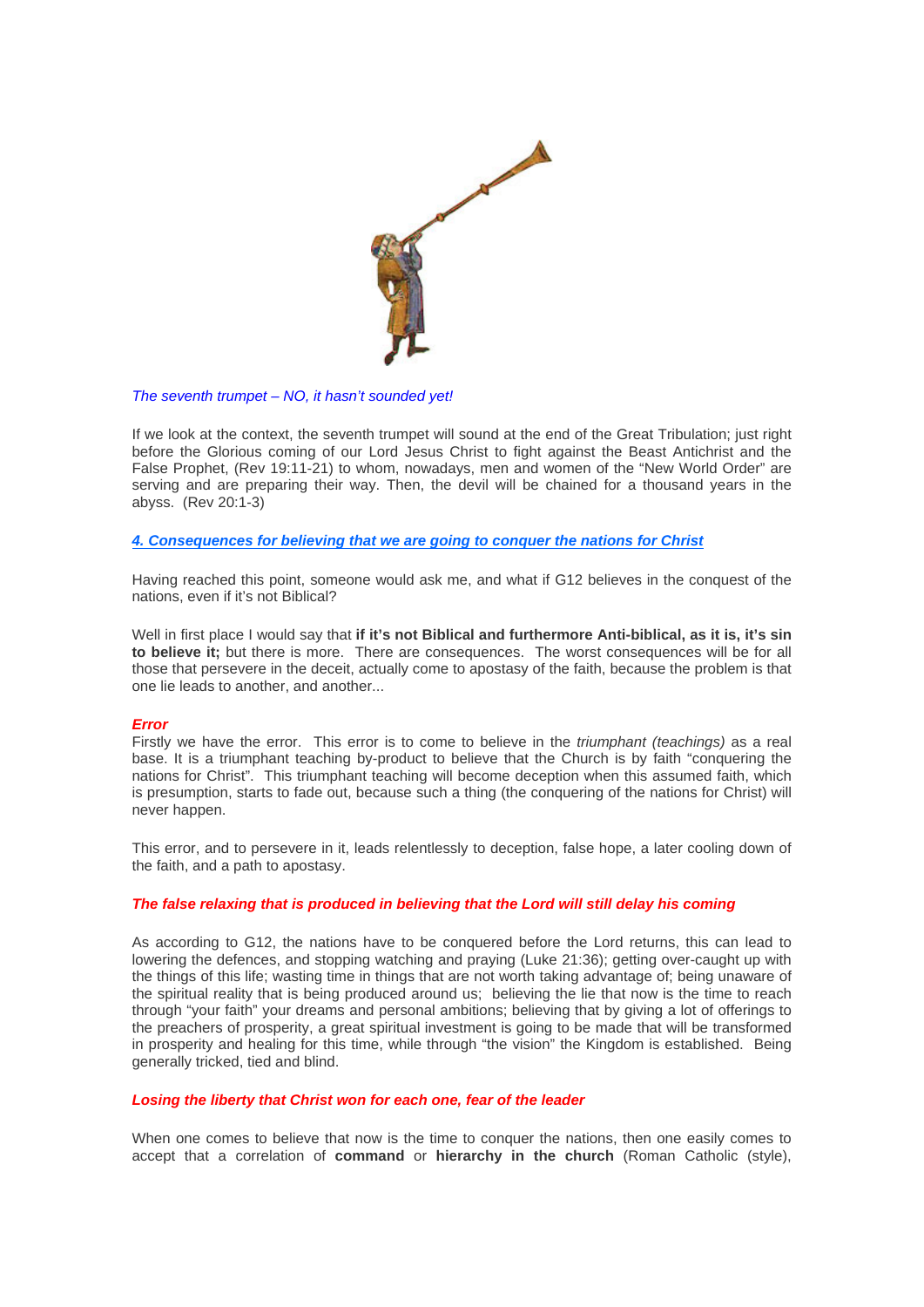*The seventh trumpet – NO, it hasn't sounded yet!*

If we look at the context, the seventh trumpet will sound at the end of the Great Tribulation; just right before the Glorious coming of our Lord Jesus Christ to fight against the Beast Antichrist and the False Prophet, (Rev 19:11-21) to whom, nowadays, men and women of the "New World Order" are serving and are preparing their way. Then, the devil will be chained for a thousand years in the abyss. (Rev 20:1-3)

## *4. Consequences for believing that we are going to conquer the nations for Christ*

Having reached this point, someone would ask me, and what if G12 believes in the conquest of the nations, even if it's not Biblical?

Well in first place I would say that **if it's not Biblical and furthermore Anti-biblical, as it is, it's sin to believe it;** but there is more. There are consequences. The worst consequences will be for all those that persevere in the deceit, actually come to apostasy of the faith, because the problem is that one lie leads to another, and another...

### *Error*

Firstly we have the error. This error is to come to believe in the *triumphant (teachings)* as a real base. It is a triumphant teaching by-product to believe that the Church is by faith "conquering the nations for Christ". This triumphant teaching will become deception when this assumed faith, which is presumption, starts to fade out, because such a thing (the conquering of the nations for Christ) will never happen.

This error, and to persevere in it, leads relentlessly to deception, false hope, a later cooling down of the faith, and a path to apostasy.

### *The false relaxing that is produced in believing that the Lord will still delay his coming*

As according to G12, the nations have to be conquered before the Lord returns, this can lead to lowering the defences, and stopping watching and praying (Luke 21:36); getting over-caught up with the things of this life; wasting time in things that are not worth taking advantage of; being unaware of the spiritual reality that is being produced around us; believing the lie that now is the time to reach through "your faith" your dreams and personal ambitions; believing that by giving a lot of offerings to the preachers of prosperity, a great spiritual investment is going to be made that will be transformed in prosperity and healing for this time, while through "the vision" the Kingdom is established. Being generally tricked, tied and blind.

### *Losing the liberty that Christ won for each one, fear of the leader*

When one comes to believe that now is the time to conquer the nations, then one easily comes to accept that a correlation of **command** or **hierarchy in the church** (Roman Catholic (style),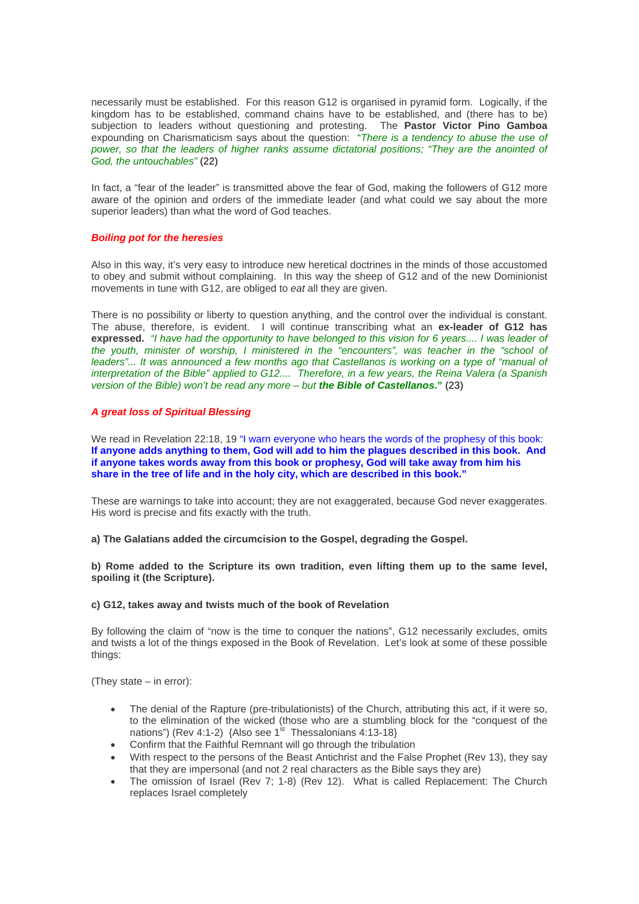necessarily must be established. For this reason G12 is organised in pyramid form. Logically, if the kingdom has to be established, command chains have to be established, and (there has to be) subjection to leaders without questioning and protesting. The **Pastor Victor Pino Gamboa** expounding on Charismaticism says about the question: *"There is a tendency to abuse the use of power, so that the leaders of higher ranks assume dictatorial positions; "They are the anointed of God, the untouchables"* (22)

In fact, a "fear of the leader" is transmitted above the fear of God, making the followers of G12 more aware of the opinion and orders of the immediate leader (and what could we say about the more superior leaders) than what the word of God teaches.

### *Boiling pot for the heresies*

Also in this way, it's very easy to introduce new heretical doctrines in the minds of those accustomed to obey and submit without complaining. In this way the sheep of G12 and of the new Dominionist movements in tune with G12, are obliged to *eat* all they are given.

There is no possibility or liberty to question anything, and the control over the individual is constant. The abuse, therefore, is evident. I will continue transcribing what an **ex-leader of G12 has expressed.** *"I have had the opportunity to have belonged to this vision for 6 years.... I was leader of the youth, minister of worship, I ministered in the "encounters", was teacher in the "school of leaders"... It was announced a few months ago that Castellanos is working on a type of "manual of interpretation of the Bible" applied to G12.... Therefore, in a few years, the Reina Valera (a Spanish version of the Bible) won't be read any more – but* ***the Bible of Castellanos*****."** (23)

### *A great loss of Spiritual Blessing*

We read in Revelation 22:18, 19 "I warn everyone who hears the words of the prophesy of this book: **If anyone adds anything to them, God will add to him the plagues described in this book. And if anyone takes words away from this book or prophesy, God will take away from him his share in the tree of life and in the holy city, which are described in this book."**

These are warnings to take into account; they are not exaggerated, because God never exaggerates. His word is precise and fits exactly with the truth.

**a) The Galatians added the circumcision to the Gospel, degrading the Gospel.**

**b) Rome added to the Scripture its own tradition, even lifting them up to the same level, spoiling it (the Scripture).**

**c) G12, takes away and twists much of the book of Revelation**

By following the claim of "now is the time to conquer the nations", G12 necessarily excludes, omits and twists a lot of the things exposed in the Book of Revelation. Let's look at some of these possible things:

(They state – in error):

- The denial of the Rapture (pre-tribulationists) of the Church, attributing this act, if it were so, to the elimination of the wicked (those who are a stumbling block for the "conquest of the nations") (Rev 4:1-2) {Also see 1st Thessalonians 4:13-18}
- Confirm that the Faithful Remnant will go through the tribulation
- With respect to the persons of the Beast Antichrist and the False Prophet (Rev 13), they say that they are impersonal (and not 2 real characters as the Bible says they are)
- The omission of Israel (Rev 7; 1-8) (Rev 12). What is called Replacement: The Church replaces Israel completely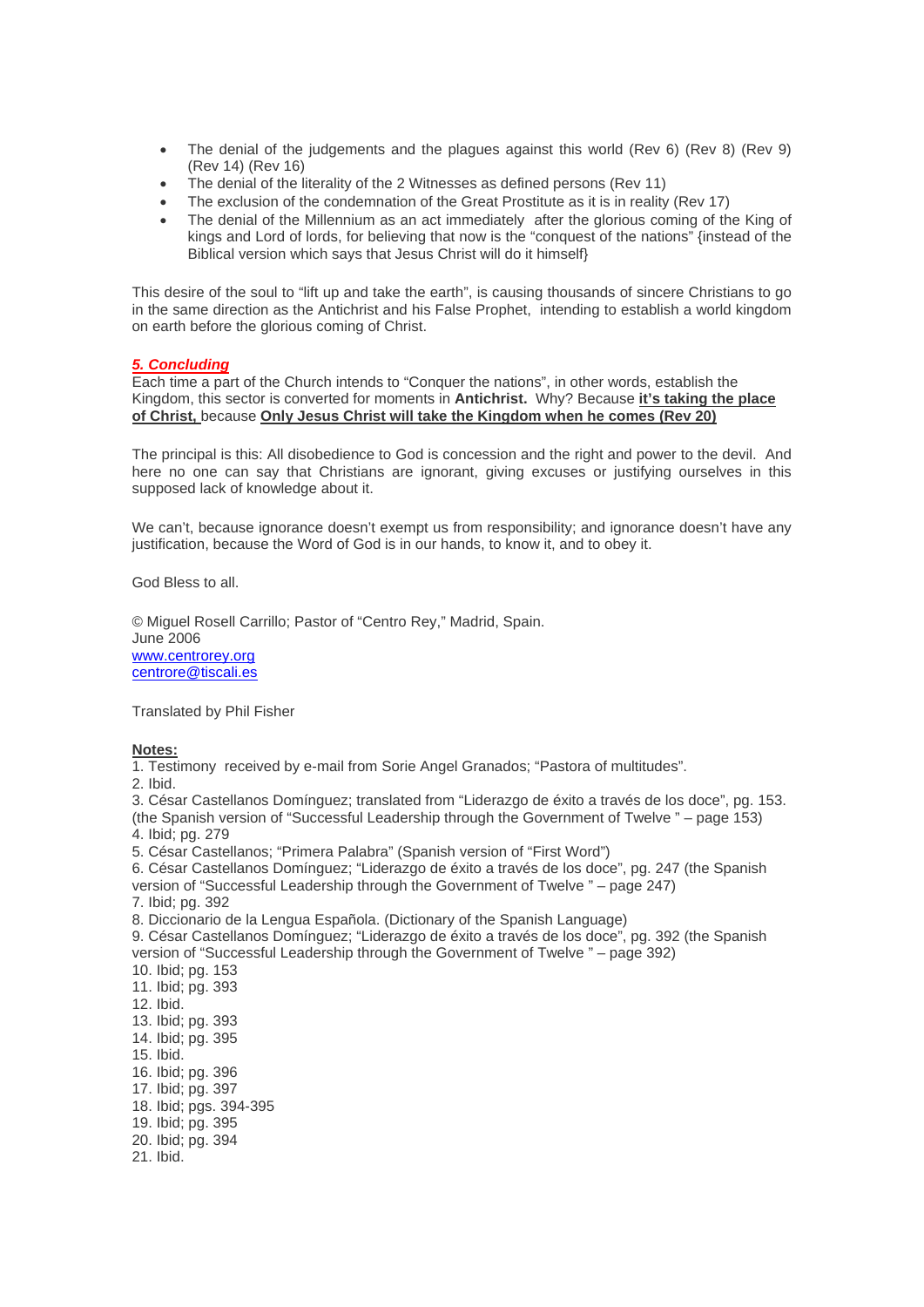- The denial of the judgements and the plagues against this world (Rev 6) (Rev 8) (Rev 9) (Rev 14) (Rev 16)
- The denial of the literality of the 2 Witnesses as defined persons (Rev 11)
- The exclusion of the condemnation of the Great Prostitute as it is in reality (Rev 17)
- The denial of the Millennium as an act immediately after the glorious coming of the King of kings and Lord of lords, for believing that now is the "conquest of the nations" {instead of the Biblical version which says that Jesus Christ will do it himself}

This desire of the soul to "lift up and take the earth", is causing thousands of sincere Christians to go in the same direction as the Antichrist and his False Prophet, intending to establish a world kingdom on earth before the glorious coming of Christ.

## 5. Concluding

Each time a part of the Church intends to "Conquer the nations", in other words, establish the Kingdom, this sector is converted for moments in **Antichrist.** Why? Because **it's taking the place of Christ,** because **Only Jesus Christ will take the Kingdom when he comes (Rev 20)**

The principal is this: All disobedience to God is concession and the right and power to the devil. And here no one can say that Christians are ignorant, giving excuses or justifying ourselves in this supposed lack of knowledge about it.

We can't, because ignorance doesn't exempt us from responsibility; and ignorance doesn't have any justification, because the Word of God is in our hands, to know it, and to obey it.

God Bless to all.

© Miguel Rosell Carrillo; Pastor of "Centro Rey," Madrid, Spain.
June 2006
www.centrorey.org
centrore@tiscali.es

Translated by Phil Fisher

**Notes:**

1. Testimony received by e-mail from Sorie Angel Granados; "Pastora of multitudes".
2. Ibid.
3. César Castellanos Domínguez; translated from "Liderazgo de éxito a través de los doce", pg. 153. (the Spanish version of "Successful Leadership through the Government of Twelve " – page 153)
4. Ibid; pg. 279
5. César Castellanos; "Primera Palabra" (Spanish version of "First Word")
6. César Castellanos Domínguez; "Liderazgo de éxito a través de los doce", pg. 247 (the Spanish version of "Successful Leadership through the Government of Twelve " – page 247)
7. Ibid; pg. 392
8. Diccionario de la Lengua Española. (Dictionary of the Spanish Language)
9. César Castellanos Domínguez; "Liderazgo de éxito a través de los doce", pg. 392 (the Spanish version of "Successful Leadership through the Government of Twelve " – page 392)
10. Ibid; pg. 153
11. Ibid; pg. 393
12. Ibid.
13. Ibid; pg. 393
14. Ibid; pg. 395
15. Ibid.
16. Ibid; pg. 396
17. Ibid; pg. 397
18. Ibid; pgs. 394-395
19. Ibid; pg. 395
20. Ibid; pg. 394
21. Ibid.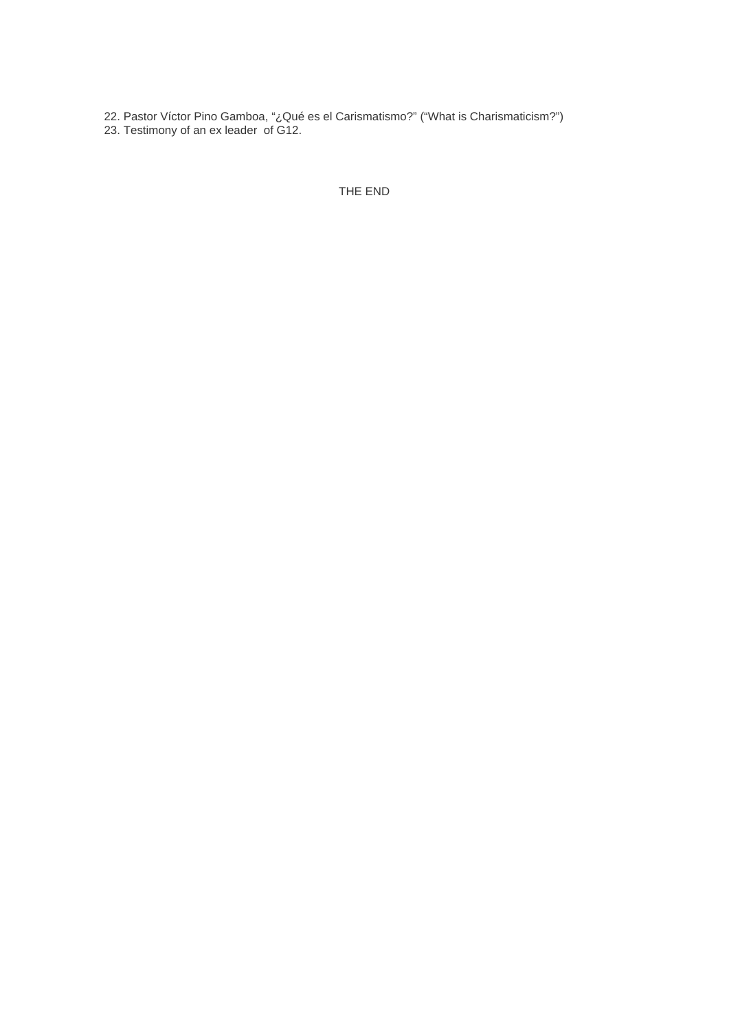22. Pastor Víctor Pino Gamboa, "¿Qué es el Carismatismo?" ("What is Charismaticism?")
23. Testimony of an ex leader of G12.

THE END